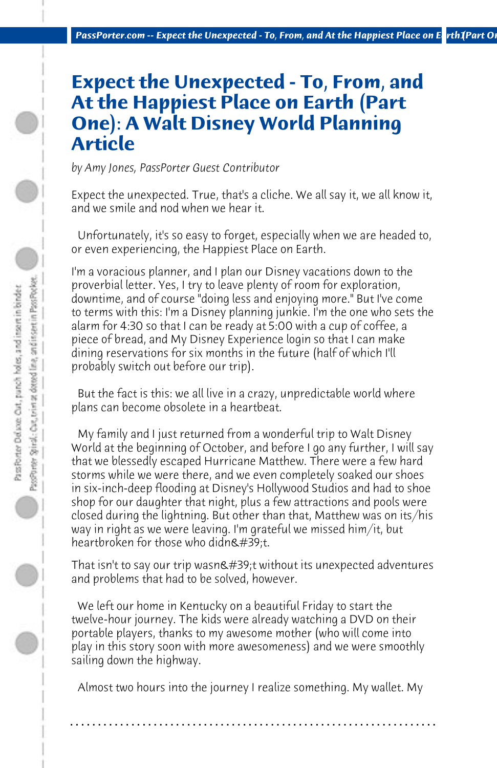# Expect the Unexpected - To, From, and At the Happiest Place on Earth (Part One): A Walt Disney World Planning Article

*by Amy Jones, PassPorter Guest Contributor*

Expect the unexpected. True, that's a cliche. We all say it, we all know it, and we smile and nod when we hear it.

Unfortunately, it's so easy to forget, especially when we are headed to, or even experiencing, the Happiest Place on Earth.

I'm a voracious planner, and I plan our Disney vacations down to the proverbial letter. Yes, I try to leave plenty of room for exploration, downtime, and of course "doing less and enjoying more." But I've come to terms with this: I'm a Disney planning junkie. I'm the one who sets the alarm for 4:30 so that I can be ready at 5:00 with a cup of coffee, a piece of bread, and My Disney Experience login so that I can make dining reservations for six months in the future (half of which I'll probably switch out before our trip).

But the fact is this: we all live in a crazy, unpredictable world where plans can become obsolete in a heartbeat.

My family and I just returned from a wonderful trip to Walt Disney World at the beginning of October, and before I go any further, I will say that we blessedly escaped Hurricane Matthew. There were a few hard storms while we were there, and we even completely soaked our shoes in six-inch-deep flooding at Disney's Hollywood Studios and had to shoe shop for our daughter that night, plus a few attractions and pools were closed during the lightning. But other than that, Matthew was on its/his way in right as we were leaving. I'm grateful we missed him/it, but heartbroken for those who didn&#39;t.

That isn't to say our trip wasn&#39;t without its unexpected adventures and problems that had to be solved, however.

We left our home in Kentucky on a beautiful Friday to start the twelve-hour journey. The kids were already watching a DVD on their portable players, thanks to my awesome mother (who will come into play in this story soon with more awesomeness) and we were smoothly sailing down the highway.

Almost two hours into the journey I realize something. My wallet. My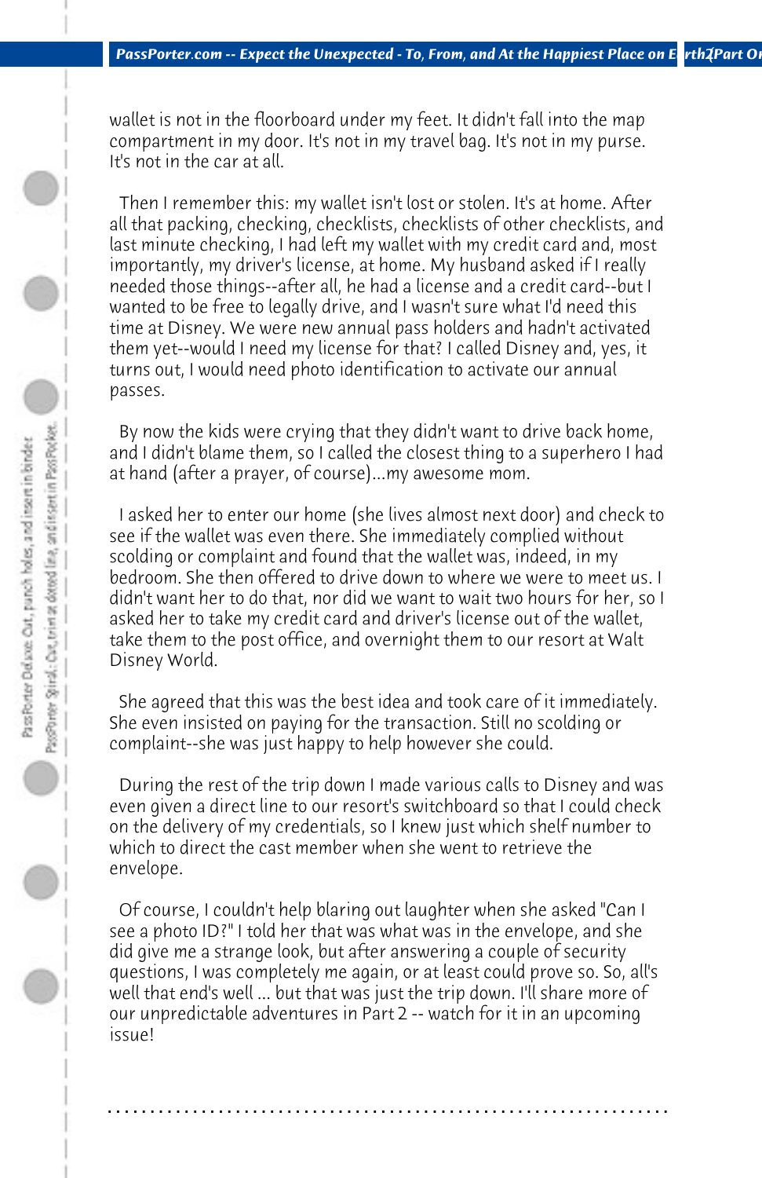wallet is not in the floorboard under my feet. It didn't fall into the map compartment in my door. It's not in my travel bag. It's not in my purse. It's not in the car at all.

Then I remember this: my wallet isn't lost or stolen. It's at home. After all that packing, checking, checklists, checklists of other checklists, and last minute checking, I had left my wallet with my credit card and, most importantly, my driver's license, at home. My husband asked if I really needed those things--after all, he had a license and a credit card--but I wanted to be free to legally drive, and I wasn't sure what I'd need this time at Disney. We were new annual pass holders and hadn't activated them yet--would I need my license for that? I called Disney and, yes, it turns out, I would need photo identification to activate our annual passes.

By now the kids were crying that they didn't want to drive back home, and I didn't blame them, so I called the closest thing to a superhero I had at hand (after a prayer, of course)...my awesome mom.

I asked her to enter our home (she lives almost next door) and check to see if the wallet was even there. She immediately complied without scolding or complaint and found that the wallet was, indeed, in my bedroom. She then offered to drive down to where we were to meet us. I didn't want her to do that, nor did we want to wait two hours for her, so I asked her to take my credit card and driver's license out of the wallet, take them to the post office, and overnight them to our resort at Walt Disney World.

She agreed that this was the best idea and took care of it immediately. She even insisted on paying for the transaction. Still no scolding or complaint--she was just happy to help however she could.

During the rest of the trip down I made various calls to Disney and was even given a direct line to our resort's switchboard so that I could check on the delivery of my credentials, so I knew just which shelf number to which to direct the cast member when she went to retrieve the envelope.

Of course, I couldn't help blaring out laughter when she asked "Can I see a photo ID?" I told her that was what was in the envelope, and she did give me a strange look, but after answering a couple of security questions, I was completely me again, or at least could prove so. So, all's well that end's well ... but that was just the trip down. I'll share more of our unpredictable adventures in Part 2 -- watch for it in an upcoming issue!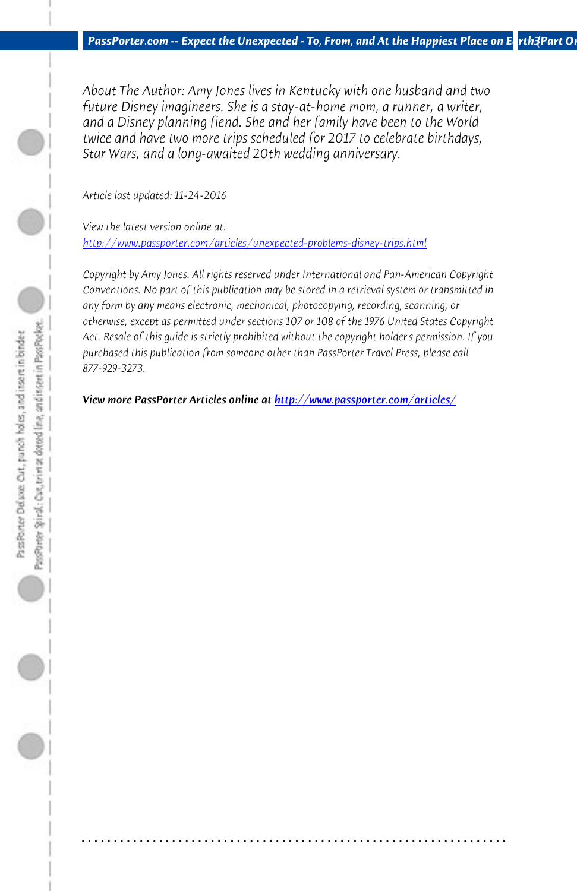*About The Author: Amy Jones lives in Kentucky with one husband and two future Disney imagineers. She is a stay-at-home mom, a runner, a writer, and a Disney planning fiend. She and her family have been to the World twice and have two more trips scheduled for 2017 to celebrate birthdays, Star Wars, and a long-awaited 20th wedding anniversary.*

*Article last updated: 11-24-2016*

*View the latest version online at:*
*http://www.passporter.com/articles/unexpected-problems-disney-trips.html*

*Copyright by Amy Jones. All rights reserved under International and Pan-American Copyright Conventions. No part of this publication may be stored in a retrieval system or transmitted in any form by any means electronic, mechanical, photocopying, recording, scanning, or otherwise, except as permitted under sections 107 or 108 of the 1976 United States Copyright Act. Resale of this guide is strictly prohibited without the copyright holder's permission. If you purchased this publication from someone other than PassPorter Travel Press, please call 877-929-3273.*

**View more PassPorter Articles online at http://www.passporter.com/articles/**